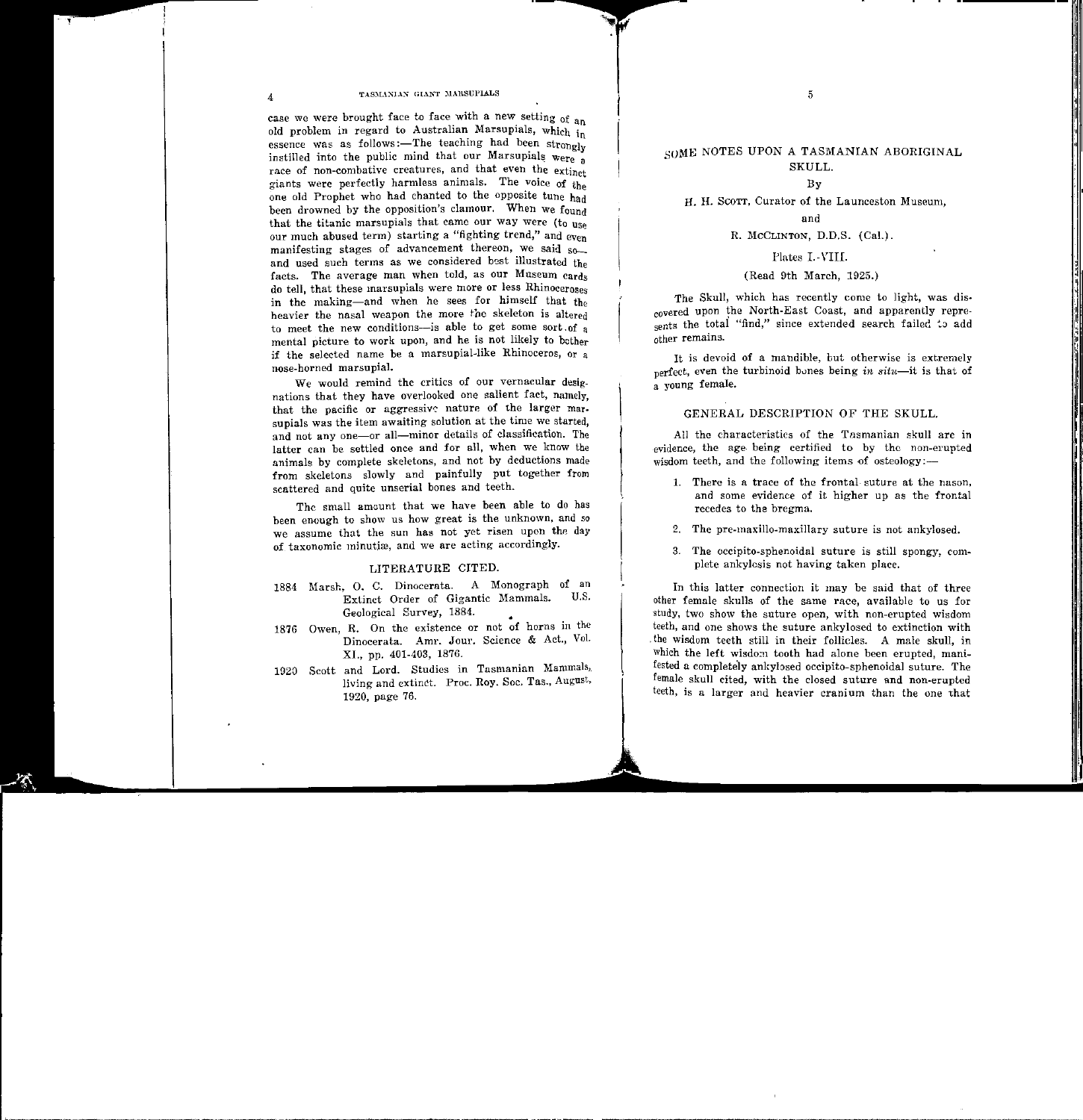case we were brought face to face with a new setting of an old problem in regard to Australian Marsupials, which in essence was as follows:—The teaching had been strongly instilled into the public mind that our Marsupials were a race of non-combative creatures, and that even the extinct giants were perfectly harmless animals. The voice of the one old Prophet who had chanted to the opposite tune had been drowned by the opposition's clamour. When we found that the titanic marsupials that came our way were (to use our much abused term) starting a "fighting trend," and even manifesting stages of advancement thereon, we said so—and used such terms as we considered best illustrated the facts. The average man when told, as our Museum cards do tell, that these marsupials were more or less Rhinoceroses in the making—and when he sees for himself that the heavier the nasal weapon the more the skeleton is altered to meet the new conditions—is able to get some sort of a mental picture to work upon, and he is not likely to bother if the selected name be a marsupial-like Rhinoceros, or a nose-horned marsupial.

We would remind the critics of our vernacular designations that they have overlooked one salient fact, namely, that the pacific or aggressive nature of the larger marsupials was the item awaiting solution at the time we started, and not any one—or all—minor details of classification. The latter can be settled once and for all, when we know the animals by complete skeletons, and not by deductions made from skeletons slowly and painfully put together from scattered and quite unserial bones and teeth.

The small amount that we have been able to do has been enough to show us how great is the unknown, and so we assume that the sun has not yet risen upon the day of taxonomic minutiæ, and we are acting accordingly.

## LITERATURE CITED.

1884 Marsh, O. C. Dinocerata. A Monograph of an Extinct Order of Gigantic Mammals. U.S. Geological Survey, 1884.

1876 Owen, R. On the existence or not of horns in the Dinocerata. Amr. Jour. Science & Act., Vol. XI., pp. 401-403, 1876.

1920 Scott and Lord. Studies in Tasmanian Mammals, living and extinct. Proc. Roy. Soc. Tas., August, 1920, page 76.

# SOME NOTES UPON A TASMANIAN ABORIGINAL SKULL.

By

H. H. Scott, Curator of the Launceston Museum,

and

R. McClinton, D.D.S. (Cal.).

Plates I.-VIII.

(Read 9th March, 1925.)

The Skull, which has recently come to light, was discovered upon the North-East Coast, and apparently represents the total "find," since extended search failed to add other remains.

It is devoid of a mandible, but otherwise is extremely perfect, even the turbinoid bones being *in situ*—it is that of a young female.

## GENERAL DESCRIPTION OF THE SKULL.

All the characteristics of the Tasmanian skull are in evidence, the age being certified to by the non-erupted wisdom teeth, and the following items of osteology:—

1. There is a trace of the frontal suture at the nason, and some evidence of it higher up as the frontal recedes to the bregma.
2. The pre-maxillo-maxillary suture is not ankylosed.
3. The occipito-sphenoidal suture is still spongy, complete ankylosis not having taken place.

In this latter connection it may be said that of three other female skulls of the same race, available to us for study, two show the suture open, with non-erupted wisdom teeth, and one shows the suture ankylosed to extinction with the wisdom teeth still in their follicles. A male skull, in which the left wisdom tooth had alone been erupted, manifested a completely ankylosed occipito-sphenoidal suture. The female skull cited, with the closed suture and non-erupted teeth, is a larger and heavier cranium than the one that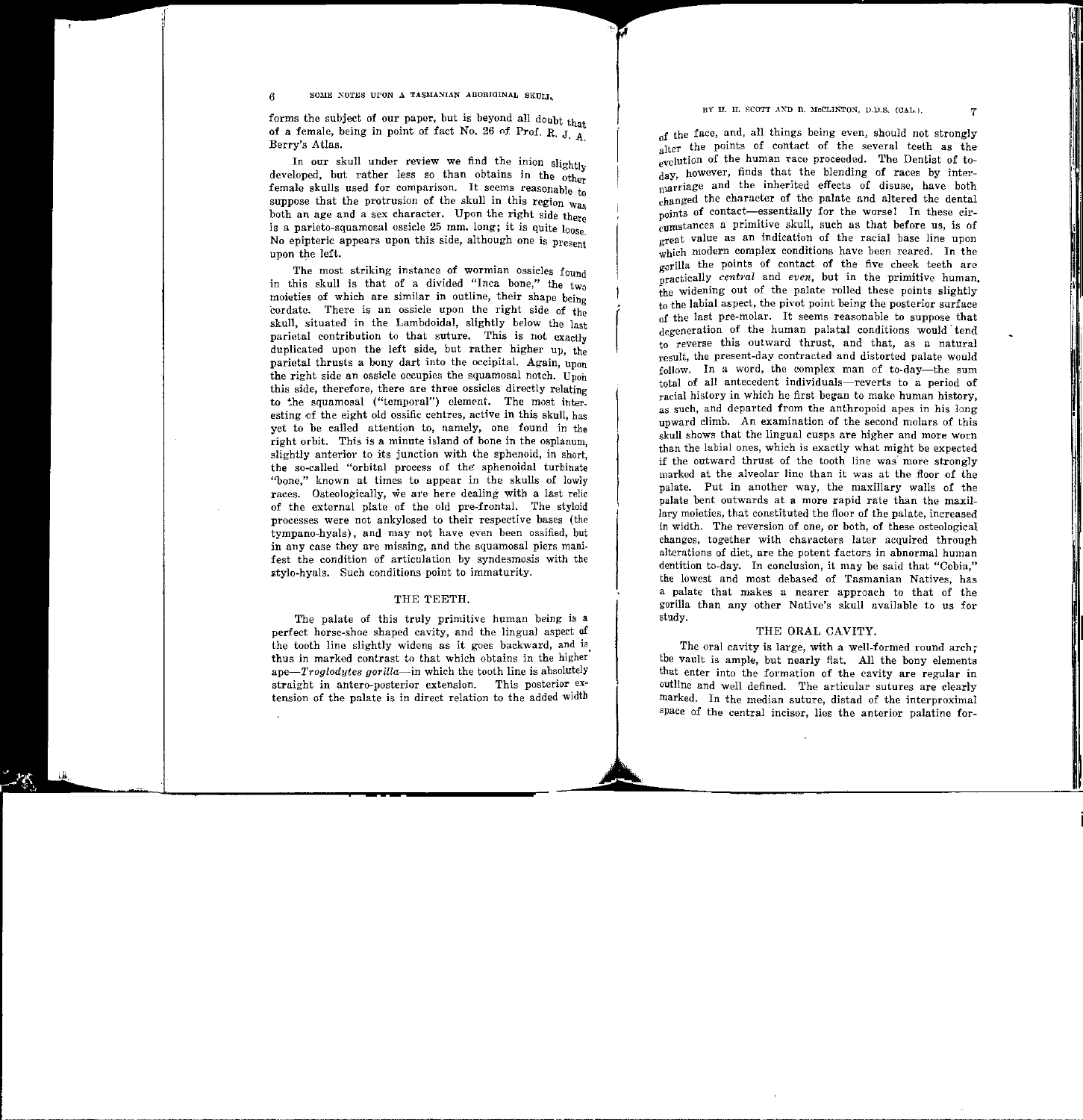forms the subject of our paper, but is beyond all doubt that of a female, being in point of fact No. 26 of Prof. R. J. A. Berry's Atlas.

In our skull under review we find the inion slightly developed, but rather less so than obtains in the other female skulls used for comparison. It seems reasonable to suppose that the protrusion of the skull in this region was both an age and a sex character. Upon the right side there is a parieto-squamosal ossicle 25 mm. long; it is quite loose. No epipteric appears upon this side, although one is present upon the left.

The most striking instance of wormian ossicles found in this skull is that of a divided "Inca bone," the two moieties of which are similar in outline, their shape being cordate. There is an ossicle upon the right side of the skull, situated in the Lambdoidal, slightly below the last parietal contribution to that suture. This is not exactly duplicated upon the left side, but rather higher up, the parietal thrusts a bony dart into the occipital. Again, upon the right side an ossicle occupies the squamosal notch. Upon this side, therefore, there are three ossicles directly relating to the squamosal ("temporal") element. The most interesting of the eight old ossific centres, active in this skull, has yet to be called attention to, namely, one found in the right orbit. This is a minute island of bone in the osplanum, slightly anterior to its junction with the sphenoid, in short, the so-called "orbital process of the sphenoidal turbinate "bone," known at times to appear in the skulls of lowly races. Osteologically, we are here dealing with a last relic of the external plate of the old pre-frontal. The styloid processes were not ankylosed to their respective bases (the tympano-hyals), and may not have even been ossified, but in any case they are missing, and the squamosal piers manifest the condition of articulation by syndesmosis with the stylo-hyals. Such conditions point to immaturity.

## THE TEETH.

The palate of this truly primitive human being is a perfect horse-shoe shaped cavity, and the lingual aspect of the tooth line slightly widens as it goes backward, and is thus in marked contrast to that which obtains in the higher ape—*Troglodytes gorilla*—in which the tooth line is absolutely straight in antero-posterior extension. This posterior extension of the palate is in direct relation to the added width of the face, and, all things being even, should not strongly alter the points of contact of the several teeth as the evolution of the human race proceeded. The Dentist of today, however, finds that the blending of races by intermarriage and the inherited effects of disuse, have both changed the character of the palate and altered the dental points of contact—essentially for the worse! In these circumstances a primitive skull, such as that before us, is of great value as an indication of the racial base line upon which modern complex conditions have been reared. In the gorilla the points of contact of the five cheek teeth are practically *central* and *even*, but in the primitive human, the widening out of the palate rolled these points slightly to the labial aspect, the pivot point being the posterior surface of the last pre-molar. It seems reasonable to suppose that degeneration of the human palatal conditions would tend to reverse this outward thrust, and that, as a natural result, the present-day contracted and distorted palate would follow. In a word, the complex man of to-day—the sum total of all antecedent individuals—reverts to a period of racial history in which he first began to make human history, as such, and departed from the anthropoid apes in his long upward climb. An examination of the second molars of this skull shows that the lingual cusps are higher and more worn than the labial ones, which is exactly what might be expected if the outward thrust of the tooth line was more strongly marked at the alveolar line than it was at the floor of the palate. Put in another way, the maxillary walls of the palate bent outwards at a more rapid rate than the maxillary moieties, that constituted the floor of the palate, increased in width. The reversion of one, or both, of these osteological changes, together with characters later acquired through alterations of diet, are the potent factors in abnormal human dentition to-day. In conclusion, it may be said that "Cobia," the lowest and most debased of Tasmanian Natives, has a palate that makes a nearer approach to that of the gorilla than any other Native's skull available to us for study.

## THE ORAL CAVITY.

The oral cavity is large, with a well-formed round arch; the vault is ample, but nearly flat. All the bony elements that enter into the formation of the cavity are regular in outline and well defined. The articular sutures are clearly marked. In the median suture, distad of the interproximal space of the central incisor, lies the anterior palatine for-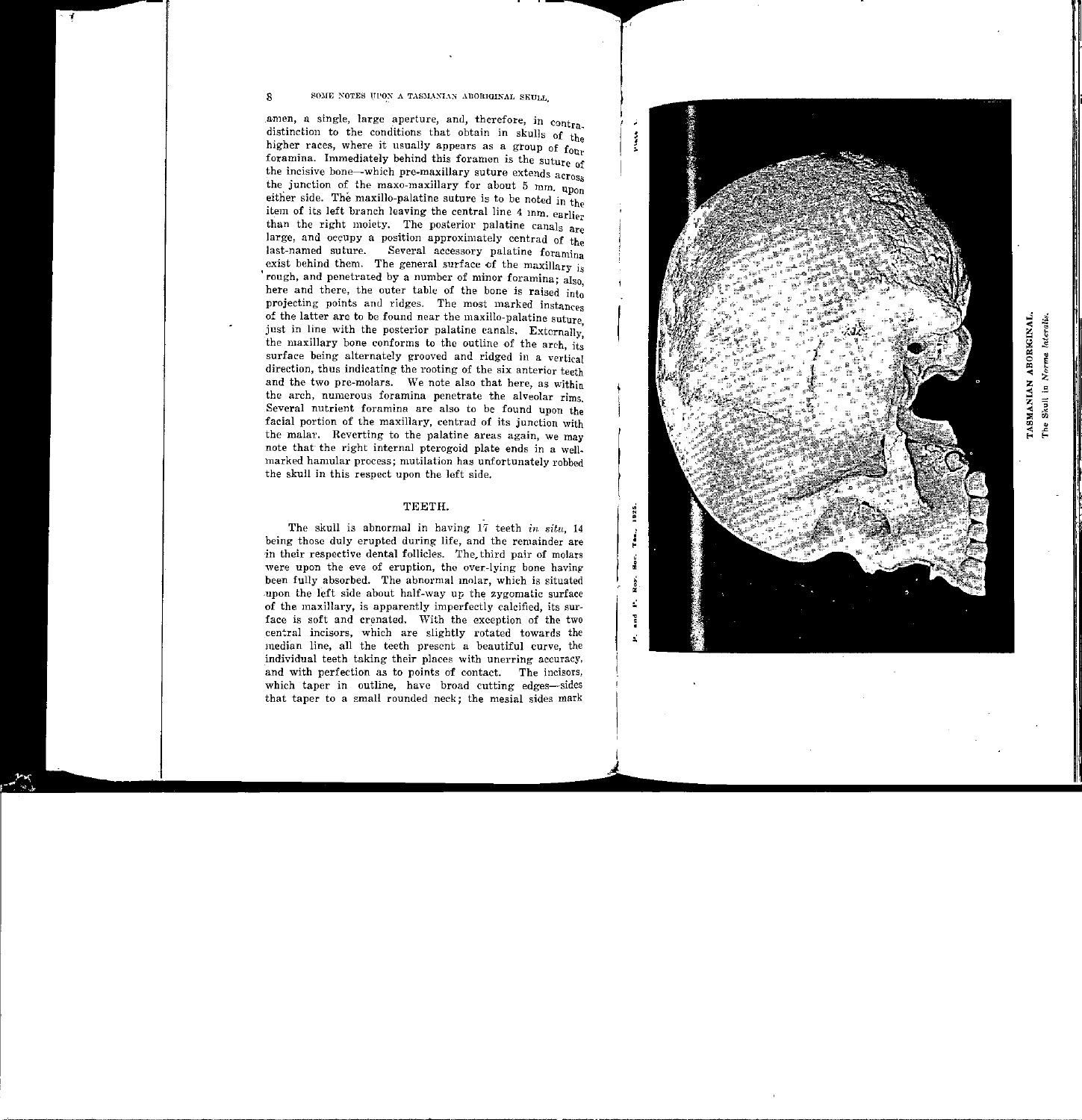amen, a single, large aperture, and, therefore, in contradistinction to the conditions that obtain in skulls of the higher races, where it usually appears as a group of four foramina. Immediately behind this foramen is the suture of the incisive bone—which pre-maxillary suture extends across the junction of the maxo-maxillary for about 5 mm. upon either side. The maxillo-palatine suture is to be noted in the item of its left branch leaving the central line 4 mm. earlier than the right moiety. The posterior palatine canals are large, and occupy a position approximately centrad of the last-named suture. Several accessory palatine foramina exist behind them. The general surface of the maxillary is rough, and penetrated by a number of minor foramina; also, here and there, the outer table of the bone is raised into projecting points and ridges. The most marked instances of the latter are to be found near the maxillo-palatine suture, just in line with the posterior palatine canals. Externally, the maxillary bone conforms to the outline of the arch, its surface being alternately grooved and ridged in a vertical direction, thus indicating the rooting of the six anterior teeth and the two pre-molars. We note also that here, as within the arch, numerous foramina penetrate the alveolar rims. Several nutrient foramina are also to be found upon the facial portion of the maxillary, centrad of its junction with the malar. Reverting to the palatine areas again, we may note that the right internal pterogoid plate ends in a well-marked hamular process; mutilation has unfortunately robbed the skull in this respect upon the left side.

## TEETH.

The skull is abnormal in having 17 teeth *in situ*, 14 being those duly erupted during life, and the remainder are in their respective dental follicles. The third pair of molars were upon the eve of eruption, the over-lying bone having been fully absorbed. The abnormal molar, which is situated upon the left side about half-way up the zygomatic surface of the maxillary, is apparently imperfectly calcified, its surface is soft and crenated. With the exception of the two central incisors, which are slightly rotated towards the median line, all the teeth present a beautiful curve, the individual teeth taking their places with unerring accuracy, and with perfection as to points of contact. The incisors, which taper in outline, have broad cutting edges—sides that taper to a small rounded neck; the mesial sides mark

Plate I.

P. and P. Roy. Soc. Tas., 1925.

TASMANIAN ABORIGINAL.

The Skull in *Norma lateralis*.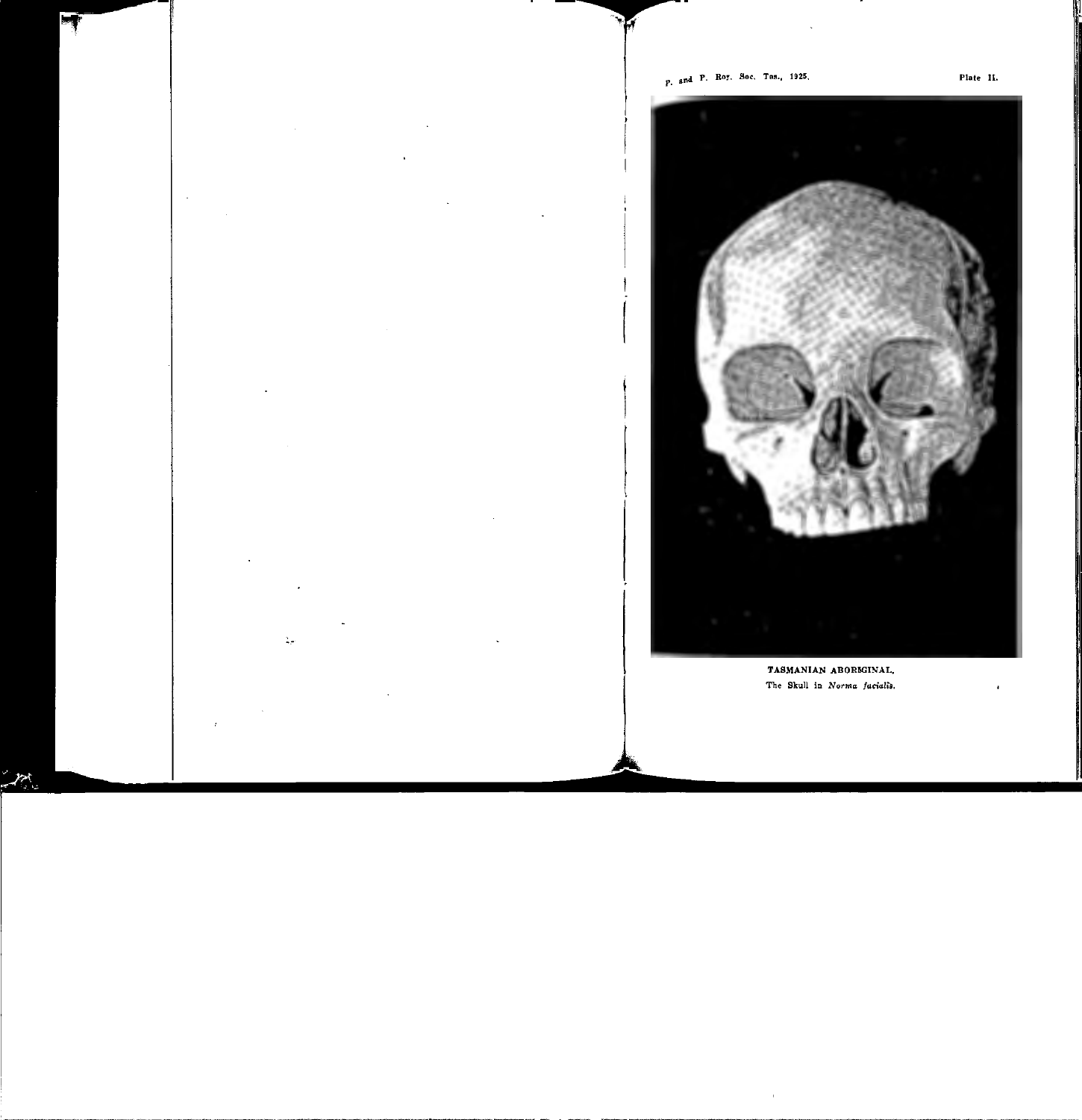Plate II.

TASMANIAN ABORIGINAL.

The Skull in *Norma facialis*.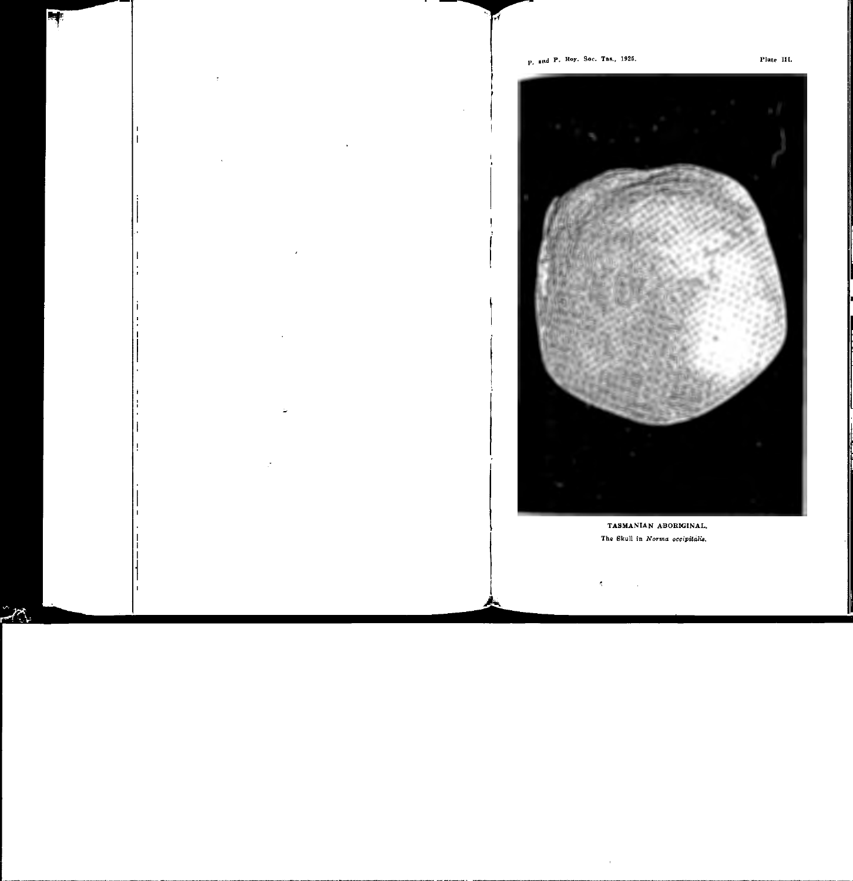Plate III.

TASMANIAN ABORIGINAL.

The Skull in *Norma occipitalis*.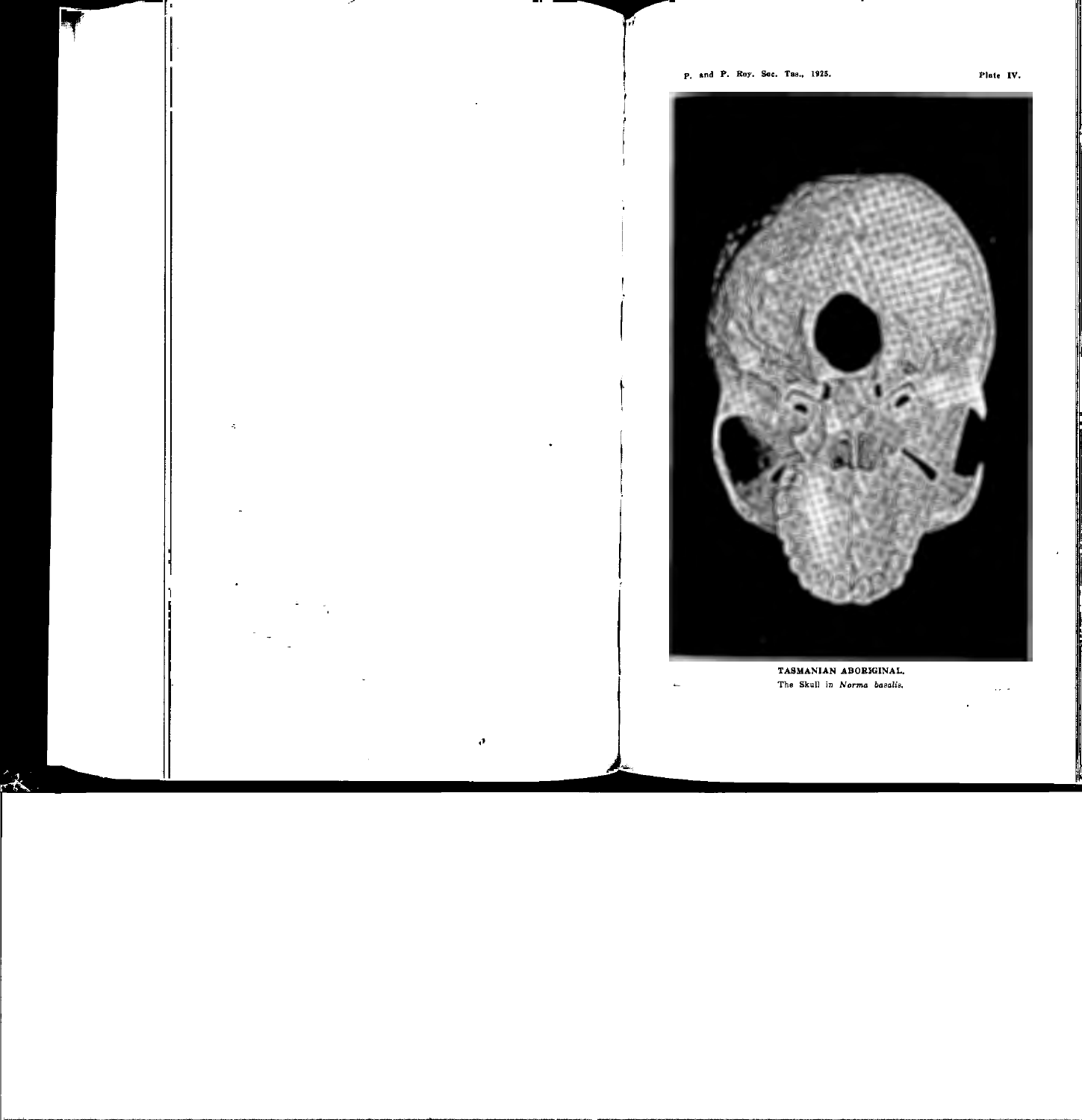Plate IV.

TASMANIAN ABORIGINAL.

The Skull in *Norma basalis.*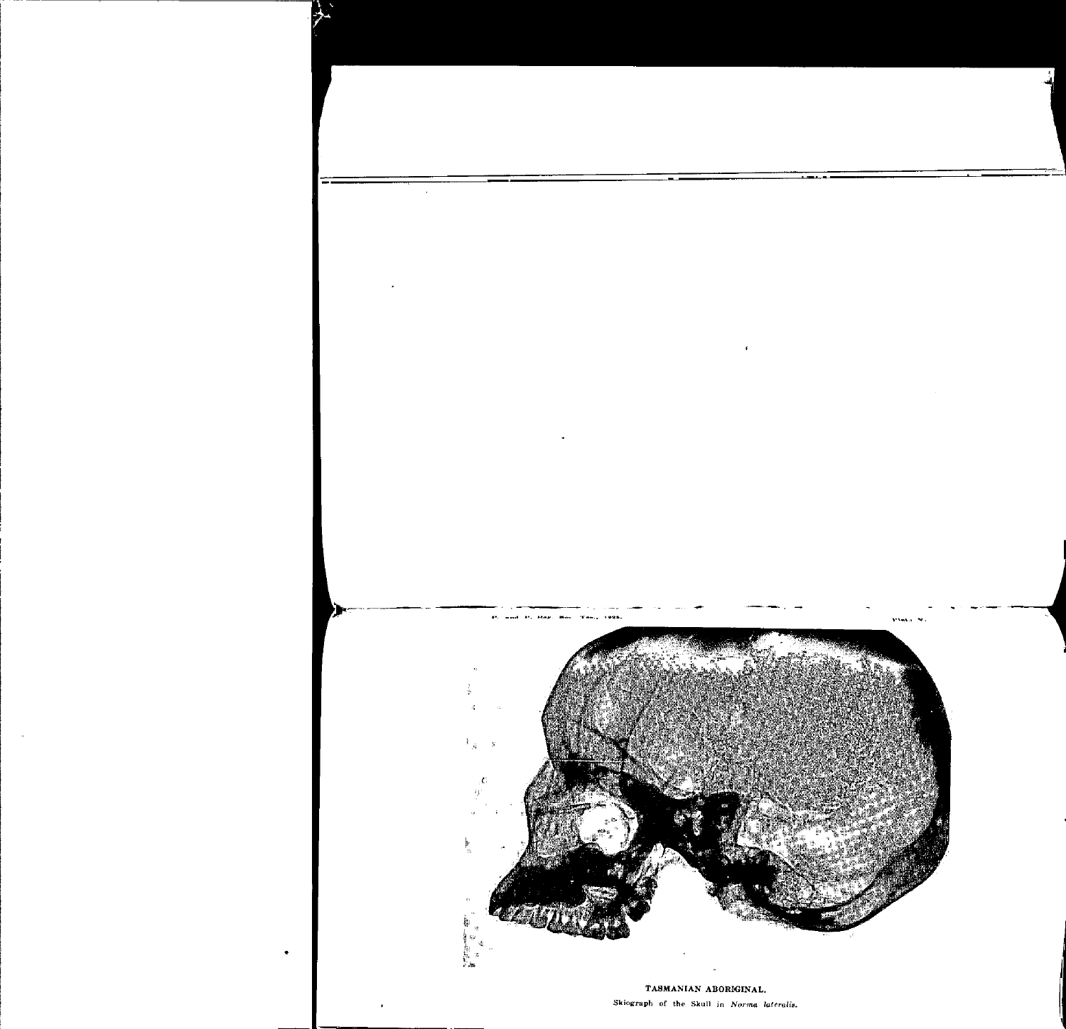TASMANIAN ABORIGINAL.

Skiograph of the Skull in *Norma lateralis.*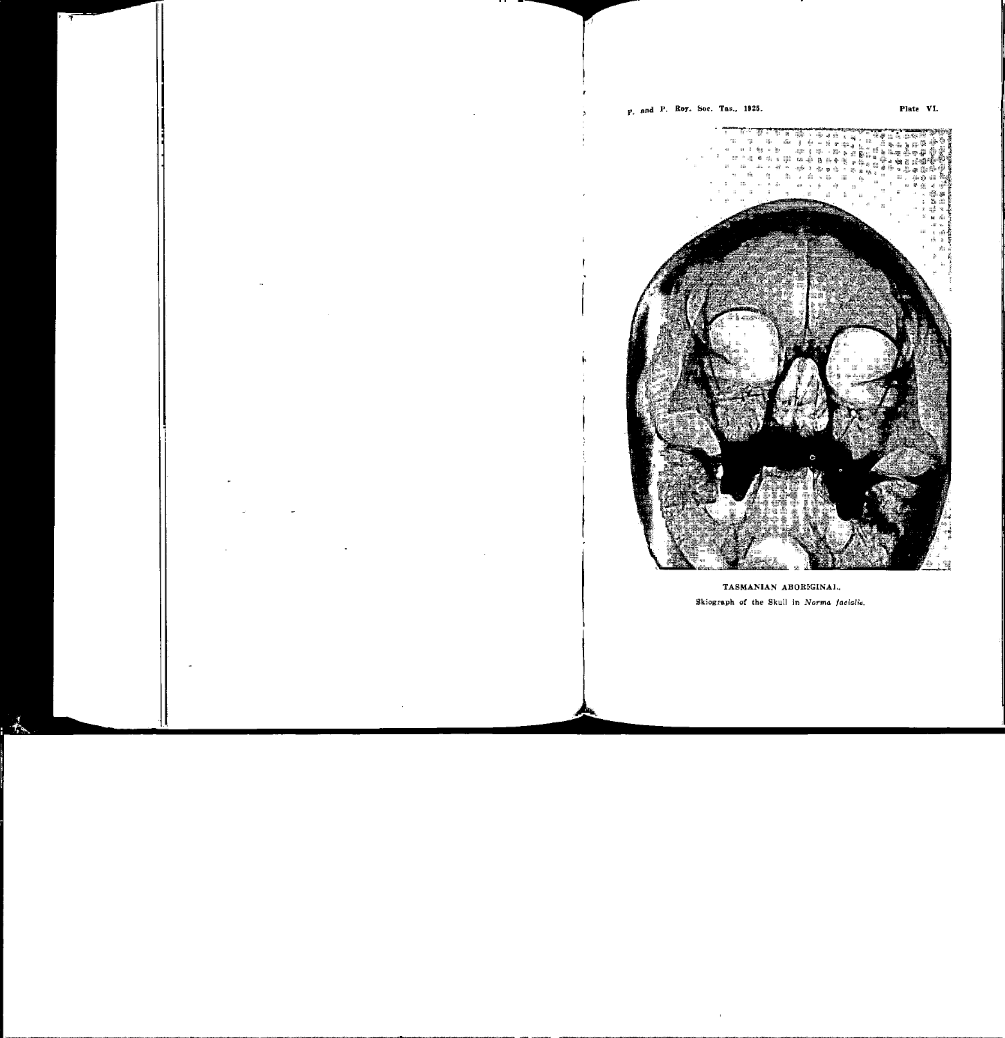Plate VI.

TASMANIAN ABORIGINAL.

Skiograph of the Skull in *Norma facialis*.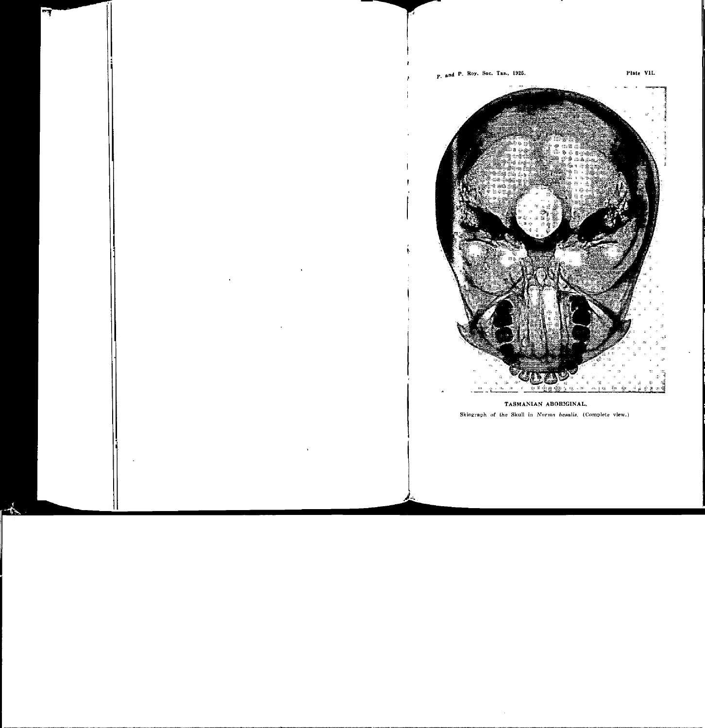TASMANIAN ABORIGINAL.

Skiograph of the Skull in *Norma basalis*. (Complete view.)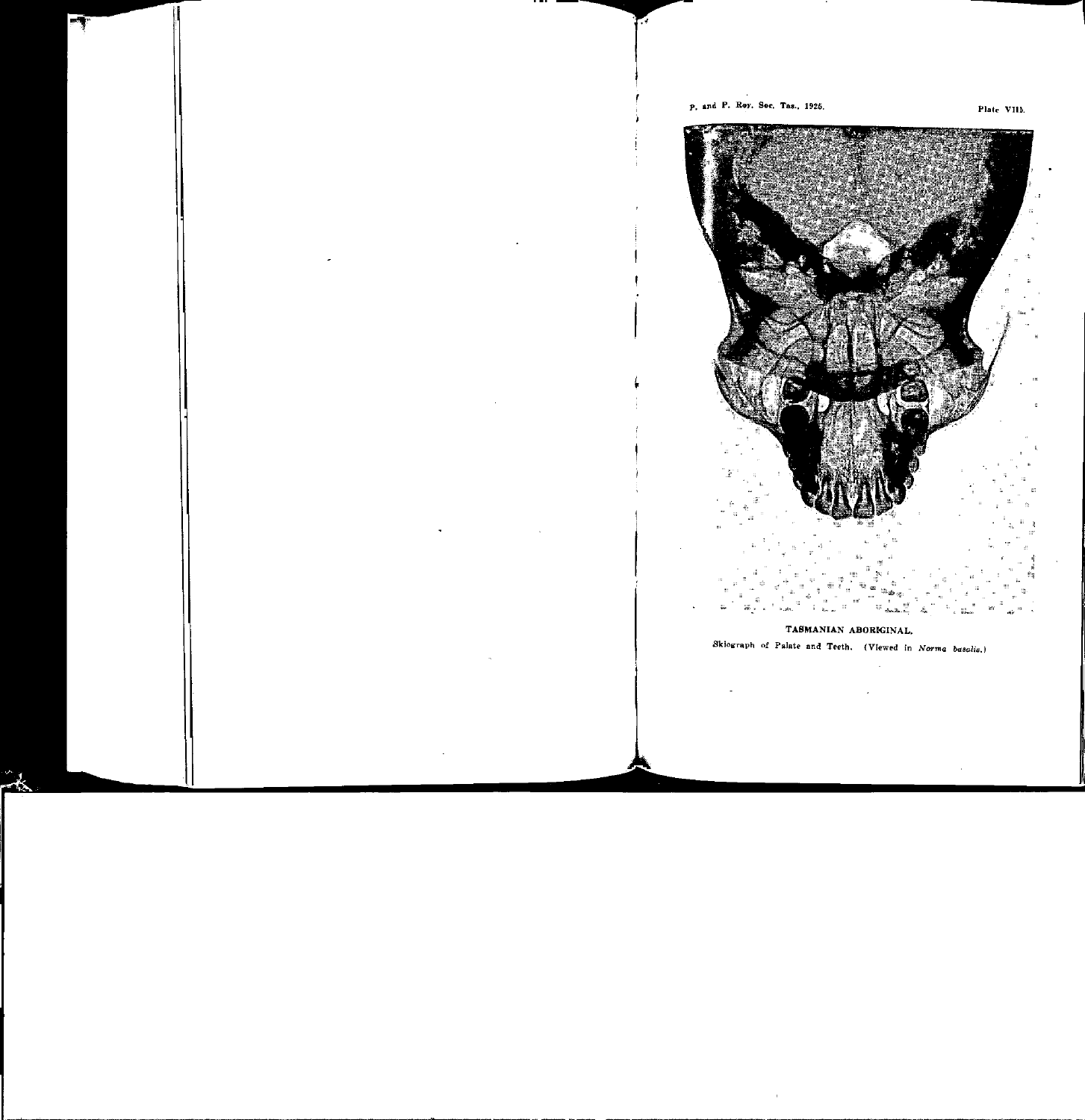Plate VIIb.

TASMANIAN ABORIGINAL.

Skiograph of Palate and Teeth. (Viewed in *Norma basalis*.)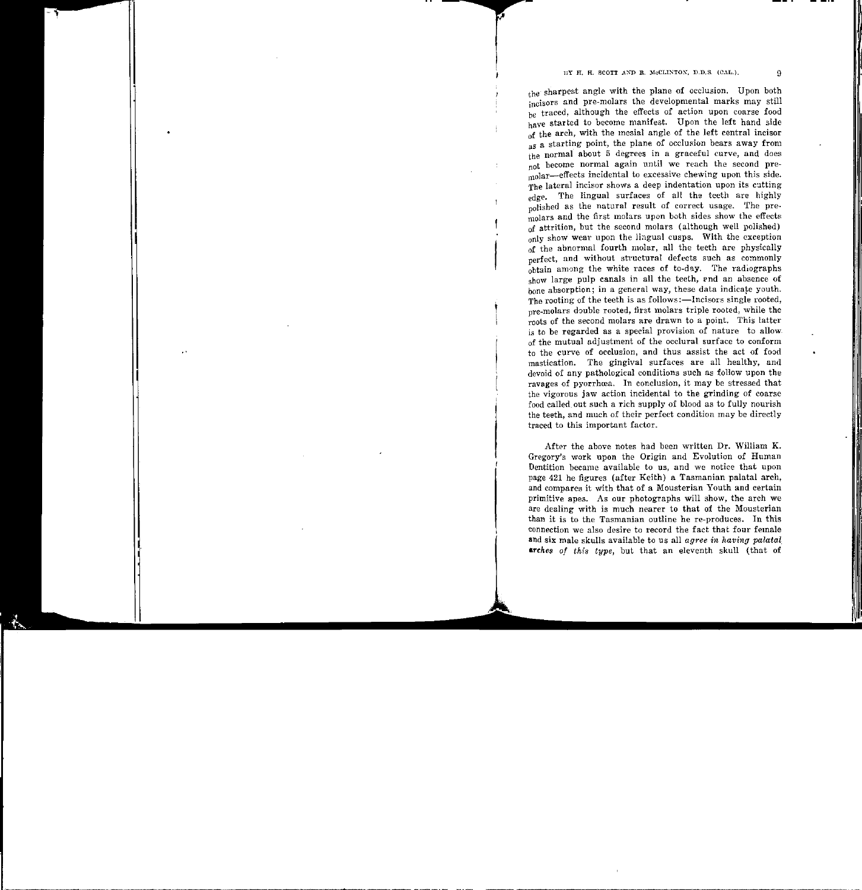the sharpest angle with the plane of occlusion. Upon both incisors and pre-molars the developmental marks may still be traced, although the effects of action upon coarse food have started to become manifest. Upon the left hand side of the arch, with the mesial angle of the left central incisor as a starting point, the plane of occlusion bears away from the normal about 5 degrees in a graceful curve, and does not become normal again until we reach the second pre-molar—effects incidental to excessive chewing upon this side. The lateral incisor shows a deep indentation upon its cutting edge. The lingual surfaces of all the teeth are highly polished as the natural result of correct usage. The pre-molars and the first molars upon both sides show the effects of attrition, but the second molars (although well polished) only show wear upon the lingual cusps. With the exception of the abnormal fourth molar, all the teeth are physically perfect, and without structural defects such as commonly obtain among the white races of to-day. The radiographs show large pulp canals in all the teeth, and an absence of bone absorption; in a general way, these data indicate youth. The rooting of the teeth is as follows:—Incisors single rooted, pre-molars double rooted, first molars triple rooted, while the roots of the second molars are drawn to a point. This latter is to be regarded as a special provision of nature to allow of the mutual adjustment of the occlural surface to conform to the curve of occlusion, and thus assist the act of food mastication. The gingival surfaces are all healthy, and devoid of any pathological conditions such as follow upon the ravages of pyorrhœa. In conclusion, it may be stressed that the vigorous jaw action incidental to the grinding of coarse food called out such a rich supply of blood as to fully nourish the teeth, and much of their perfect condition may be directly traced to this important factor.

After the above notes had been written Dr. William K. Gregory's work upon the Origin and Evolution of Human Dentition became available to us, and we notice that upon page 421 he figures (after Keith) a Tasmanian palatal arch, and compares it with that of a Mousterian Youth and certain primitive apes. As our photographs will show, the arch we are dealing with is much nearer to that of the Mousterian than it is to the Tasmanian outline he re-produces. In this connection we also desire to record the fact that four female and six male skulls available to us all *agree in having palatal arches of this type*, but that an eleventh skull (that of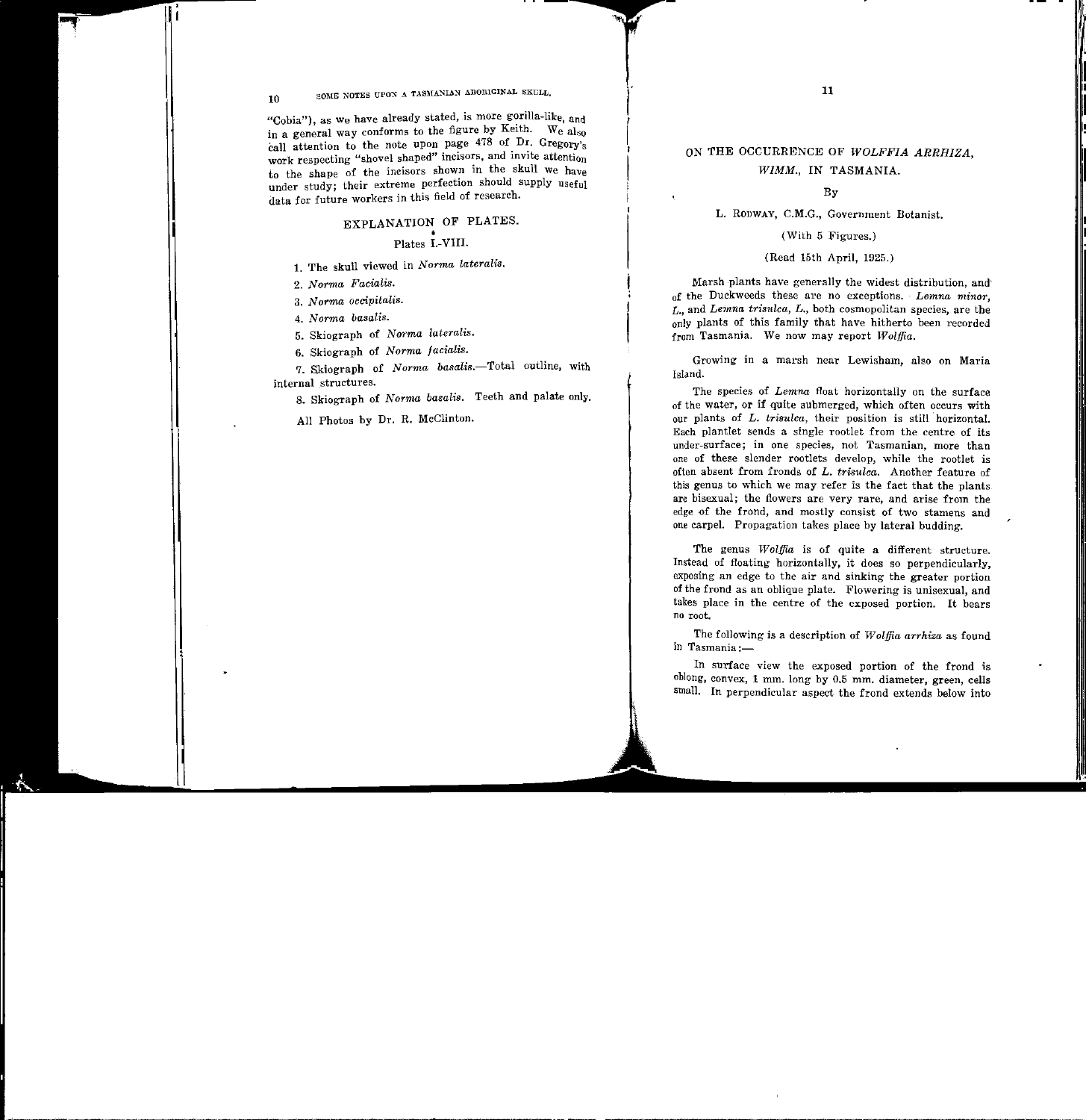"Cobia"), as we have already stated, is more gorilla-like, and in a general way conforms to the figure by Keith. We also call attention to the note upon page 478 of Dr. Gregory's work respecting "shovel shaped" incisors, and invite attention to the shape of the incisors shown in the skull we have under study; their extreme perfection should supply useful data for future workers in this field of research.

## EXPLANATION OF PLATES.

### Plates I.-VIII.

1. The skull viewed in *Norma lateralis.*
2. *Norma Facialis.*
3. *Norma occipitalis.*
4. *Norma basalis.*
5. Skiograph of *Norma lateralis.*
6. Skiograph of *Norma facialis.*
7. Skiograph of *Norma basalis.*—Total outline, with internal structures.
8. Skiograph of *Norma basalis.* Teeth and palate only.

All Photos by Dr. R. McClinton.

# ON THE OCCURRENCE OF *WOLFFIA ARRHIZA*, *WIMM.*, IN TASMANIA.

By

L. Rodway, C.M.G., Government Botanist.

(With 5 Figures.)

(Read 15th April, 1925.)

Marsh plants have generally the widest distribution, and of the Duckweeds these are no exceptions. *Lemna minor, L.*, and *Lemna trisulca, L.*, both cosmopolitan species, are the only plants of this family that have hitherto been recorded from Tasmania. We now may report *Wolffia.*

Growing in a marsh near Lewisham, also on Maria Island.

The species of *Lemna* float horizontally on the surface of the water, or if quite submerged, which often occurs with our plants of *L. trisulca*, their position is still horizontal. Each plantlet sends a single rootlet from the centre of its under-surface; in one species, not Tasmanian, more than one of these slender rootlets develop, while the rootlet is often absent from fronds of *L. trisulca*. Another feature of this genus to which we may refer is the fact that the plants are bisexual; the flowers are very rare, and arise from the edge of the frond, and mostly consist of two stamens and one carpel. Propagation takes place by lateral budding.

The genus *Wolffia* is of quite a different structure. Instead of floating horizontally, it does so perpendicularly, exposing an edge to the air and sinking the greater portion of the frond as an oblique plate. Flowering is unisexual, and takes place in the centre of the exposed portion. It bears no root.

The following is a description of *Wolffia arrhiza* as found in Tasmania:—

In surface view the exposed portion of the frond is oblong, convex, 1 mm. long by 0.5 mm. diameter, green, cells small. In perpendicular aspect the frond extends below into